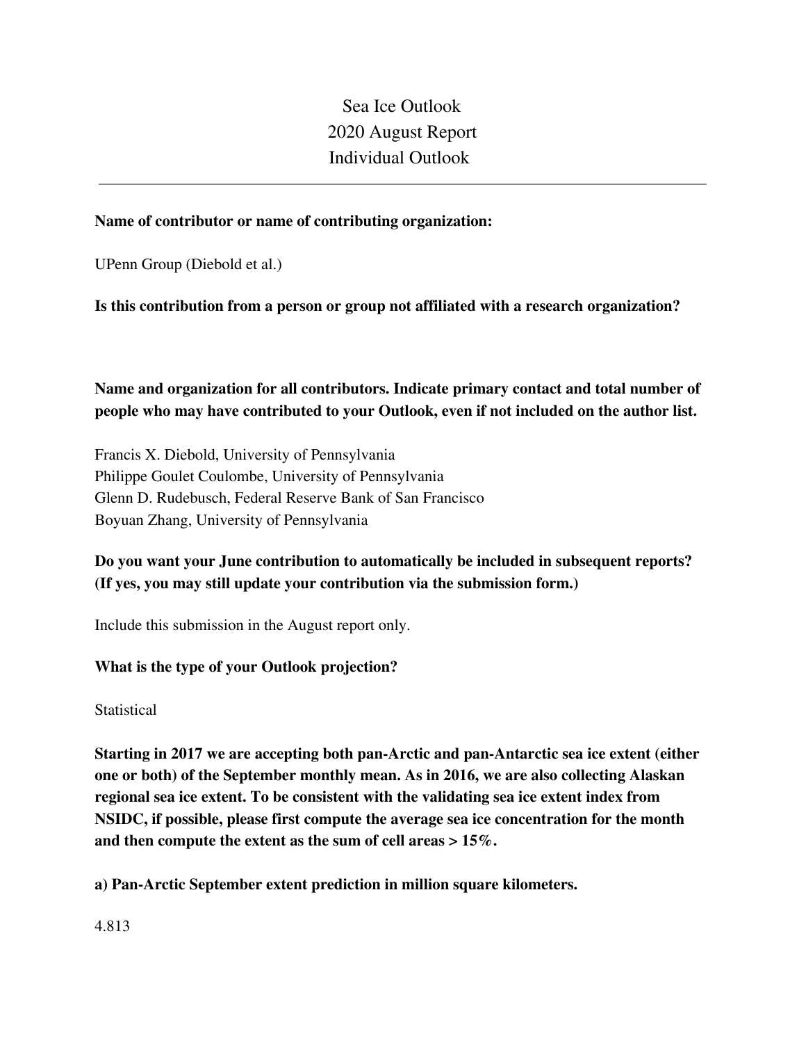# Sea Ice Outlook
## 2020 August Report
## Individual Outlook

---

**Name of contributor or name of contributing organization:**

UPenn Group (Diebold et al.)

**Is this contribution from a person or group not affiliated with a research organization?**

**Name and organization for all contributors. Indicate primary contact and total number of people who may have contributed to your Outlook, even if not included on the author list.**

Francis X. Diebold, University of Pennsylvania
Philippe Goulet Coulombe, University of Pennsylvania
Glenn D. Rudebusch, Federal Reserve Bank of San Francisco
Boyuan Zhang, University of Pennsylvania

**Do you want your June contribution to automatically be included in subsequent reports? (If yes, you may still update your contribution via the submission form.)**

Include this submission in the August report only.

**What is the type of your Outlook projection?**

Statistical

**Starting in 2017 we are accepting both pan-Arctic and pan-Antarctic sea ice extent (either one or both) of the September monthly mean. As in 2016, we are also collecting Alaskan regional sea ice extent. To be consistent with the validating sea ice extent index from NSIDC, if possible, please first compute the average sea ice concentration for the month and then compute the extent as the sum of cell areas > 15%.**

**a) Pan-Arctic September extent prediction in million square kilometers.**

4.813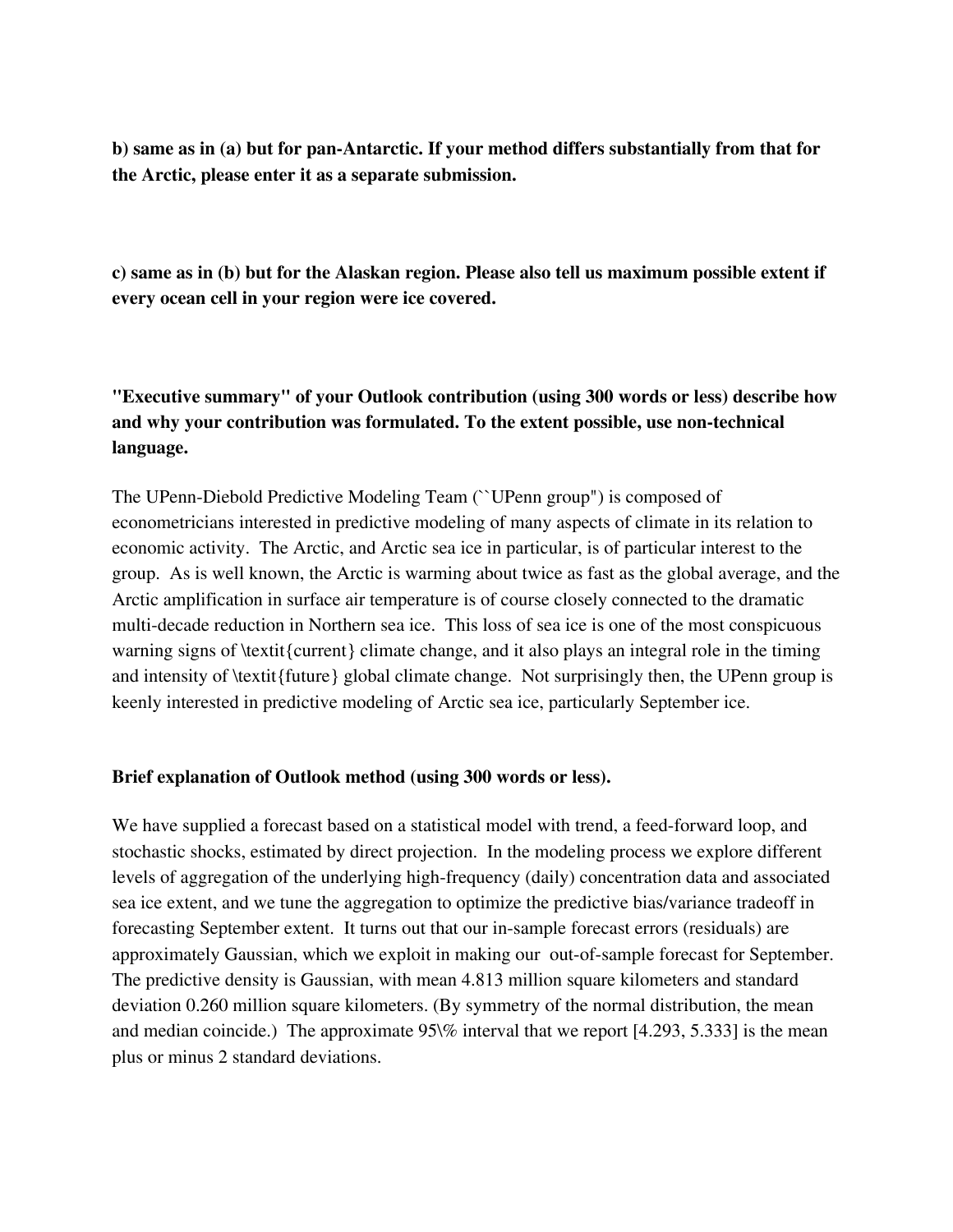**b) same as in (a) but for pan-Antarctic. If your method differs substantially from that for the Arctic, please enter it as a separate submission.**

**c) same as in (b) but for the Alaskan region. Please also tell us maximum possible extent if every ocean cell in your region were ice covered.**

**"Executive summary" of your Outlook contribution (using 300 words or less) describe how and why your contribution was formulated. To the extent possible, use non-technical language.**

The UPenn-Diebold Predictive Modeling Team (``UPenn group") is composed of econometricians interested in predictive modeling of many aspects of climate in its relation to economic activity. The Arctic, and Arctic sea ice in particular, is of particular interest to the group. As is well known, the Arctic is warming about twice as fast as the global average, and the Arctic amplification in surface air temperature is of course closely connected to the dramatic multi-decade reduction in Northern sea ice. This loss of sea ice is one of the most conspicuous warning signs of \textit{current} climate change, and it also plays an integral role in the timing and intensity of \textit{future} global climate change. Not surprisingly then, the UPenn group is keenly interested in predictive modeling of Arctic sea ice, particularly September ice.

**Brief explanation of Outlook method (using 300 words or less).**

We have supplied a forecast based on a statistical model with trend, a feed-forward loop, and stochastic shocks, estimated by direct projection. In the modeling process we explore different levels of aggregation of the underlying high-frequency (daily) concentration data and associated sea ice extent, and we tune the aggregation to optimize the predictive bias/variance tradeoff in forecasting September extent. It turns out that our in-sample forecast errors (residuals) are approximately Gaussian, which we exploit in making our out-of-sample forecast for September. The predictive density is Gaussian, with mean 4.813 million square kilometers and standard deviation 0.260 million square kilometers. (By symmetry of the normal distribution, the mean and median coincide.) The approximate 95\% interval that we report [4.293, 5.333] is the mean plus or minus 2 standard deviations.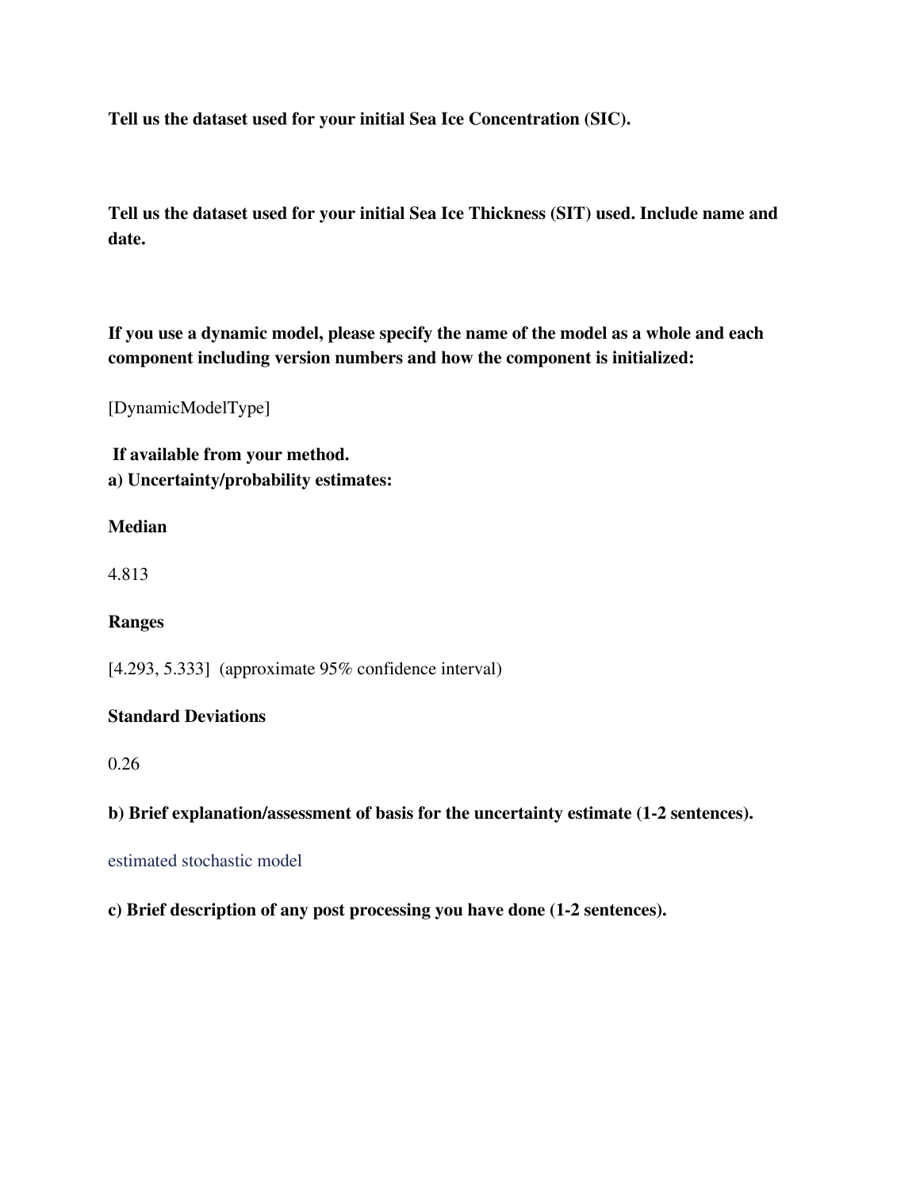**Tell us the dataset used for your initial Sea Ice Concentration (SIC).**

**Tell us the dataset used for your initial Sea Ice Thickness (SIT) used. Include name and date.**

**If you use a dynamic model, please specify the name of the model as a whole and each component including version numbers and how the component is initialized:**

[DynamicModelType]

**If available from your method.**
**a) Uncertainty/probability estimates:**

**Median**

4.813

**Ranges**

[4.293, 5.333] (approximate 95% confidence interval)

**Standard Deviations**

0.26

**b) Brief explanation/assessment of basis for the uncertainty estimate (1-2 sentences).**

estimated stochastic model

**c) Brief description of any post processing you have done (1-2 sentences).**